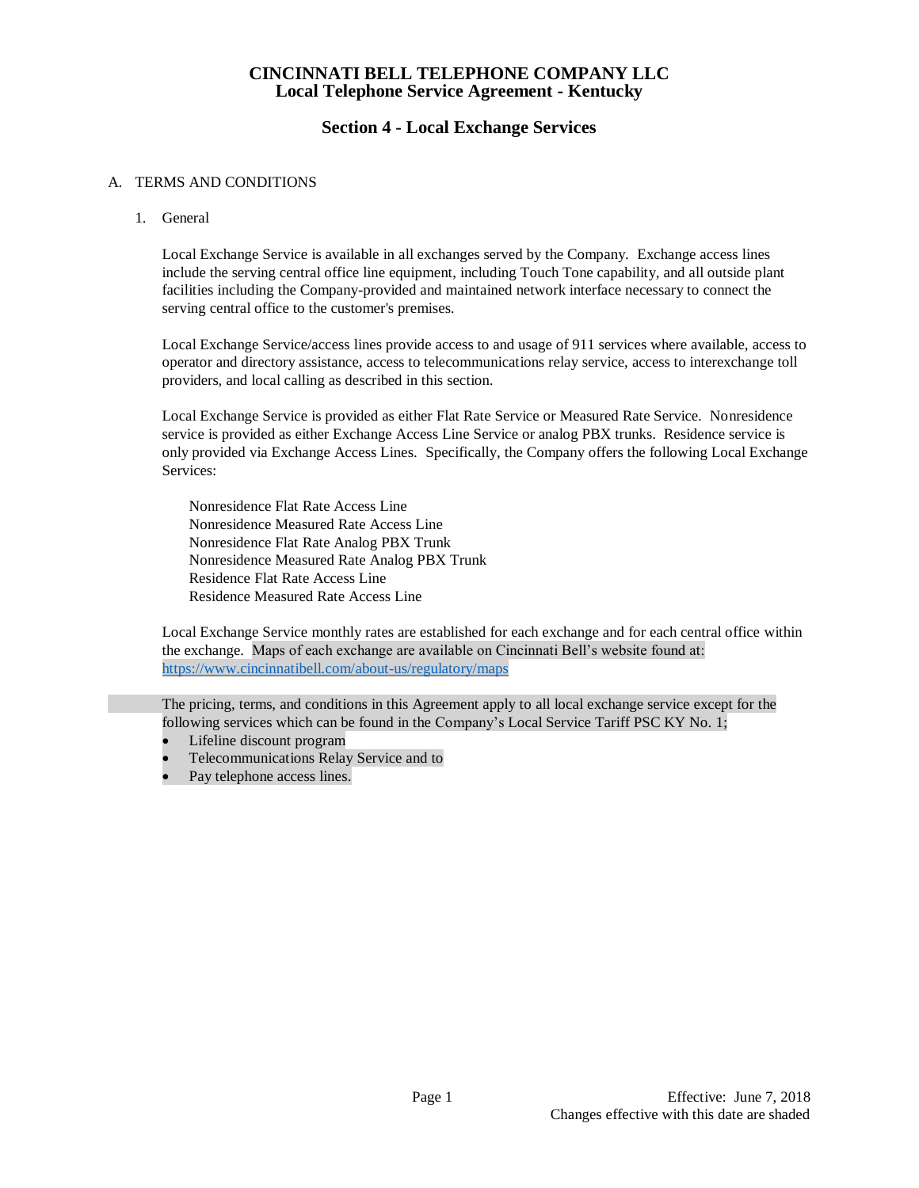# CINCINNATI BELL TELEPHONE COMPANY LLC
## Local Telephone Service Agreement - Kentucky

## Section 4 - Local Exchange Services

A. TERMS AND CONDITIONS

1. General

Local Exchange Service is available in all exchanges served by the Company. Exchange access lines include the serving central office line equipment, including Touch Tone capability, and all outside plant facilities including the Company-provided and maintained network interface necessary to connect the serving central office to the customer's premises.

Local Exchange Service/access lines provide access to and usage of 911 services where available, access to operator and directory assistance, access to telecommunications relay service, access to interexchange toll providers, and local calling as described in this section.

Local Exchange Service is provided as either Flat Rate Service or Measured Rate Service. Nonresidence service is provided as either Exchange Access Line Service or analog PBX trunks. Residence service is only provided via Exchange Access Lines. Specifically, the Company offers the following Local Exchange Services:

Nonresidence Flat Rate Access Line
Nonresidence Measured Rate Access Line
Nonresidence Flat Rate Analog PBX Trunk
Nonresidence Measured Rate Analog PBX Trunk
Residence Flat Rate Access Line
Residence Measured Rate Access Line

Local Exchange Service monthly rates are established for each exchange and for each central office within the exchange. Maps of each exchange are available on Cincinnati Bell's website found at: https://www.cincinnatibell.com/about-us/regulatory/maps

The pricing, terms, and conditions in this Agreement apply to all local exchange service except for the following services which can be found in the Company's Local Service Tariff PSC KY No. 1;

- Lifeline discount program
- Telecommunications Relay Service and to
- Pay telephone access lines.

Effective: June 7, 2018
Changes effective with this date are shaded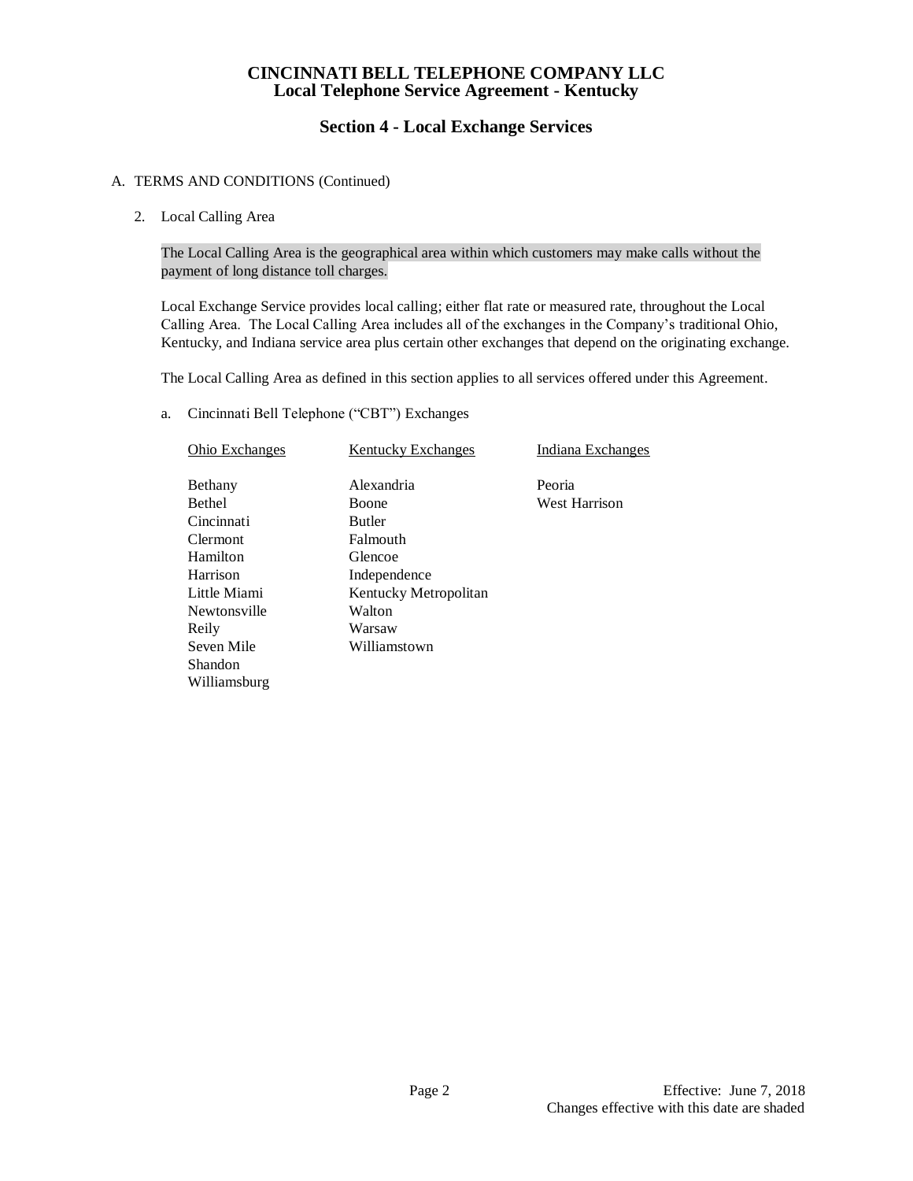# CINCINNATI BELL TELEPHONE COMPANY LLC
## Local Telephone Service Agreement - Kentucky

## Section 4 - Local Exchange Services

A. TERMS AND CONDITIONS (Continued)

2. Local Calling Area

   The Local Calling Area is the geographical area within which customers may make calls without the payment of long distance toll charges.

   Local Exchange Service provides local calling; either flat rate or measured rate, throughout the Local Calling Area. The Local Calling Area includes all of the exchanges in the Company's traditional Ohio, Kentucky, and Indiana service area plus certain other exchanges that depend on the originating exchange.

   The Local Calling Area as defined in this section applies to all services offered under this Agreement.

   a. Cincinnati Bell Telephone ("CBT") Exchanges

| Ohio Exchanges | Kentucky Exchanges | Indiana Exchanges |
| --- | --- | --- |
| Bethany | Alexandria | Peoria |
| Bethel | Boone | West Harrison |
| Cincinnati | Butler | |
| Clermont | Falmouth | |
| Hamilton | Glencoe | |
| Harrison | Independence | |
| Little Miami | Kentucky Metropolitan | |
| Newtonsville | Walton | |
| Reily | Warsaw | |
| Seven Mile | Williamstown | |
| Shandon | | |
| Williamsburg | | |

Effective: June 7, 2018
Changes effective with this date are shaded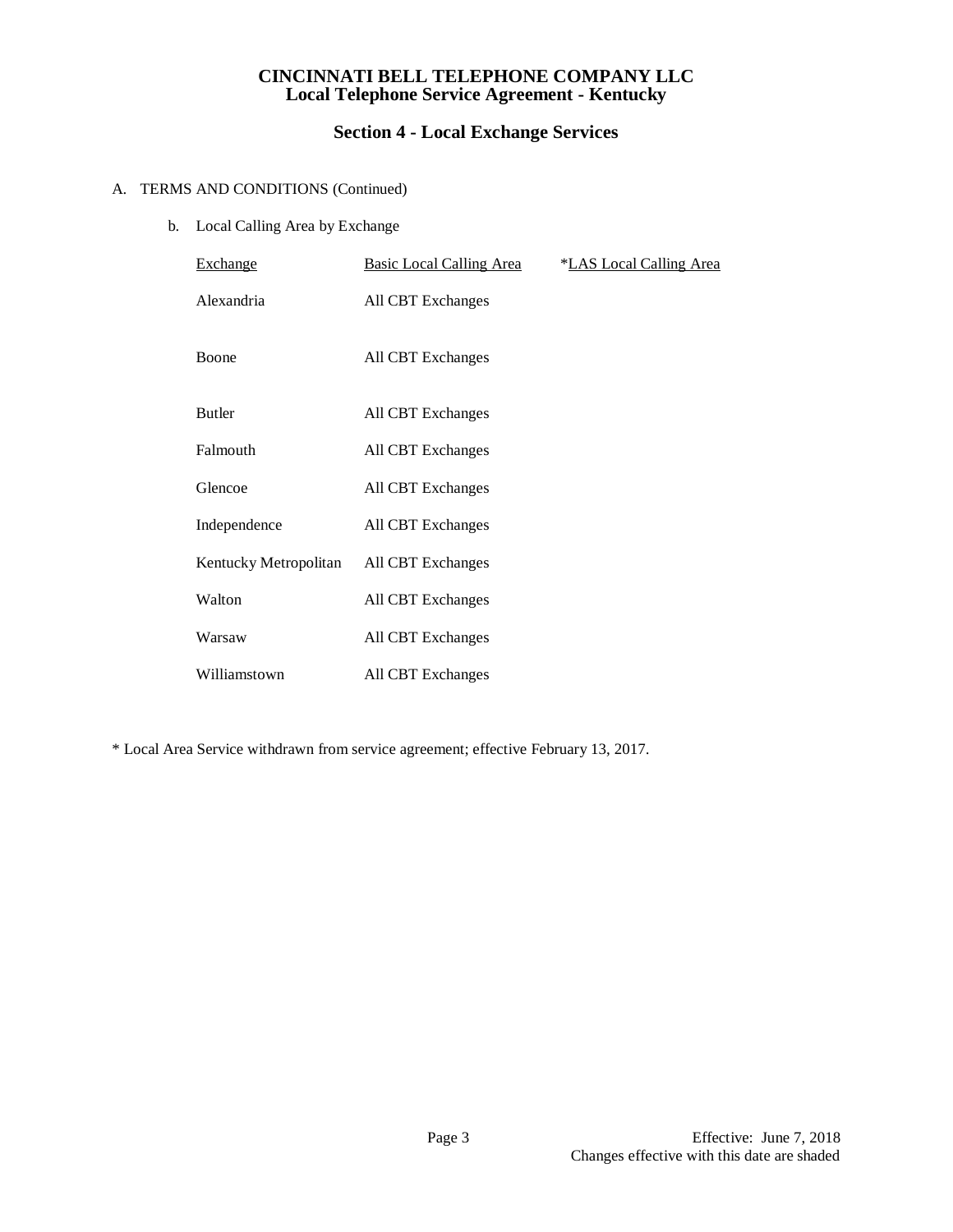# CINCINNATI BELL TELEPHONE COMPANY LLC
## Local Telephone Service Agreement - Kentucky

### Section 4 - Local Exchange Services

A. TERMS AND CONDITIONS (Continued)

b. Local Calling Area by Exchange

| Exchange | Basic Local Calling Area | *LAS Local Calling Area |
|---|---|---|
| Alexandria | All CBT Exchanges | |
| Boone | All CBT Exchanges | |
| Butler | All CBT Exchanges | |
| Falmouth | All CBT Exchanges | |
| Glencoe | All CBT Exchanges | |
| Independence | All CBT Exchanges | |
| Kentucky Metropolitan | All CBT Exchanges | |
| Walton | All CBT Exchanges | |
| Warsaw | All CBT Exchanges | |
| Williamstown | All CBT Exchanges | |

* Local Area Service withdrawn from service agreement; effective February 13, 2017.

Effective: June 7, 2018
Changes effective with this date are shaded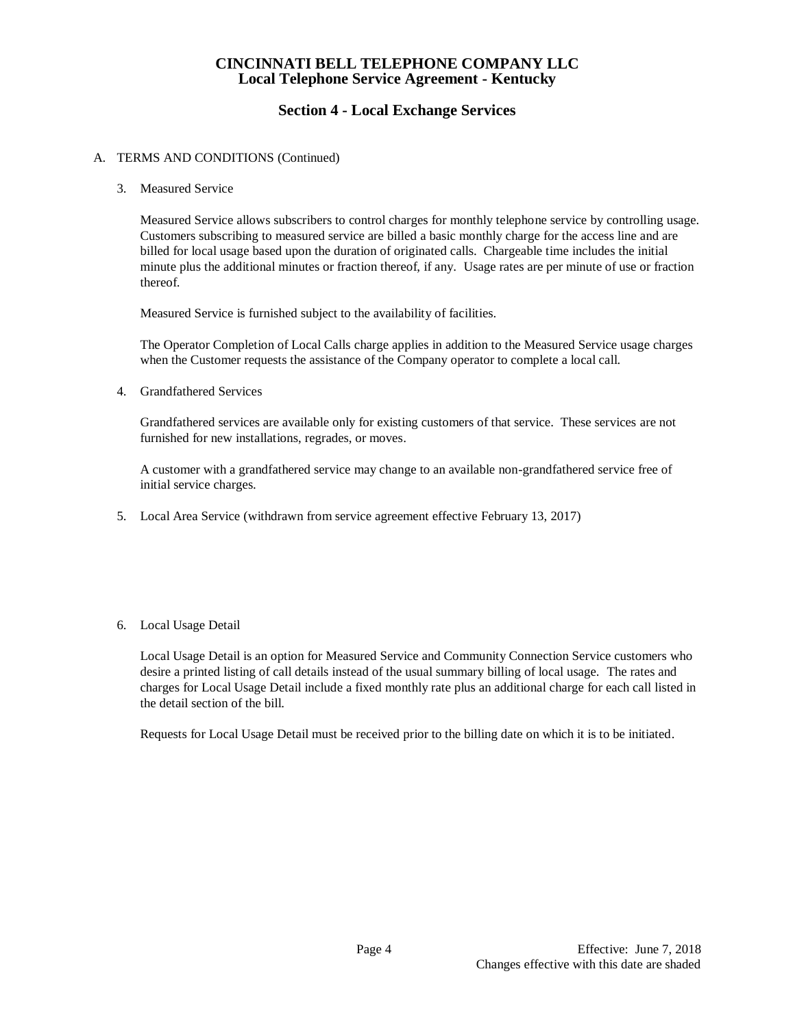# CINCINNATI BELL TELEPHONE COMPANY LLC
## Local Telephone Service Agreement - Kentucky

## Section 4 - Local Exchange Services

A. TERMS AND CONDITIONS (Continued)

3. Measured Service

   Measured Service allows subscribers to control charges for monthly telephone service by controlling usage. Customers subscribing to measured service are billed a basic monthly charge for the access line and are billed for local usage based upon the duration of originated calls. Chargeable time includes the initial minute plus the additional minutes or fraction thereof, if any. Usage rates are per minute of use or fraction thereof.

   Measured Service is furnished subject to the availability of facilities.

   The Operator Completion of Local Calls charge applies in addition to the Measured Service usage charges when the Customer requests the assistance of the Company operator to complete a local call.

4. Grandfathered Services

   Grandfathered services are available only for existing customers of that service. These services are not furnished for new installations, regrades, or moves.

   A customer with a grandfathered service may change to an available non-grandfathered service free of initial service charges.

5. Local Area Service (withdrawn from service agreement effective February 13, 2017)

6. Local Usage Detail

   Local Usage Detail is an option for Measured Service and Community Connection Service customers who desire a printed listing of call details instead of the usual summary billing of local usage. The rates and charges for Local Usage Detail include a fixed monthly rate plus an additional charge for each call listed in the detail section of the bill.

   Requests for Local Usage Detail must be received prior to the billing date on which it is to be initiated.

Effective: June 7, 2018
Changes effective with this date are shaded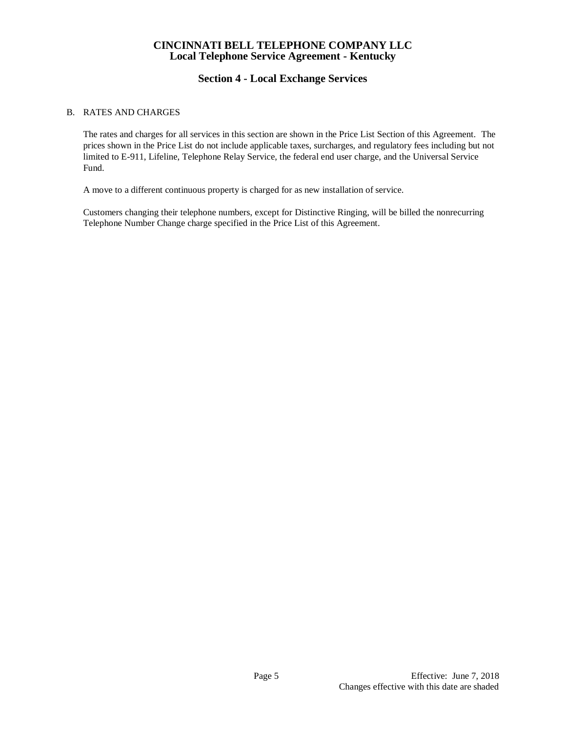# CINCINNATI BELL TELEPHONE COMPANY LLC
## Local Telephone Service Agreement - Kentucky

## Section 4 - Local Exchange Services

B. RATES AND CHARGES

The rates and charges for all services in this section are shown in the Price List Section of this Agreement. The prices shown in the Price List do not include applicable taxes, surcharges, and regulatory fees including but not limited to E-911, Lifeline, Telephone Relay Service, the federal end user charge, and the Universal Service Fund.

A move to a different continuous property is charged for as new installation of service.

Customers changing their telephone numbers, except for Distinctive Ringing, will be billed the nonrecurring Telephone Number Change charge specified in the Price List of this Agreement.

Effective: June 7, 2018
Changes effective with this date are shaded